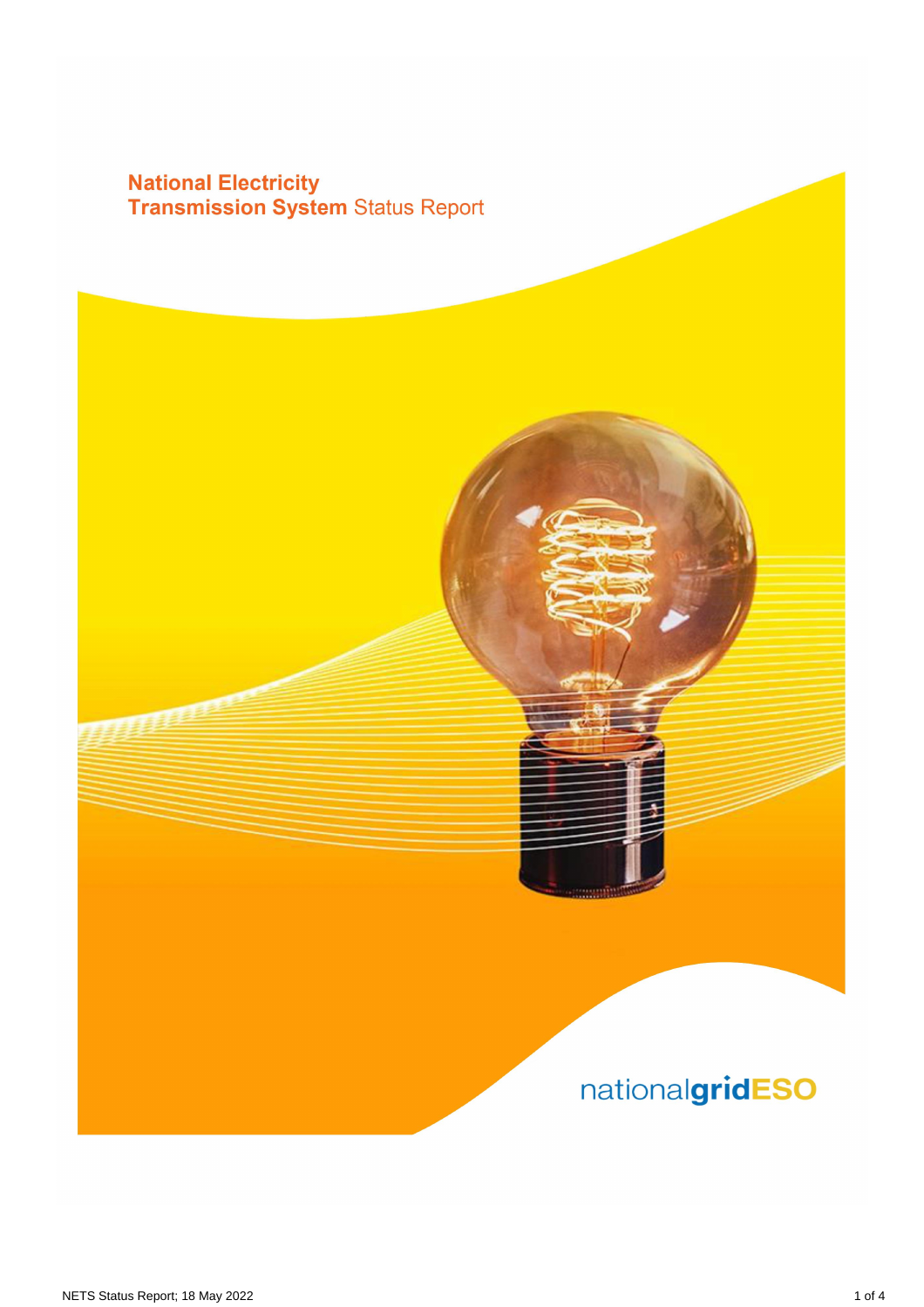# National Electricity Transmission System Status Report

nationalgridESO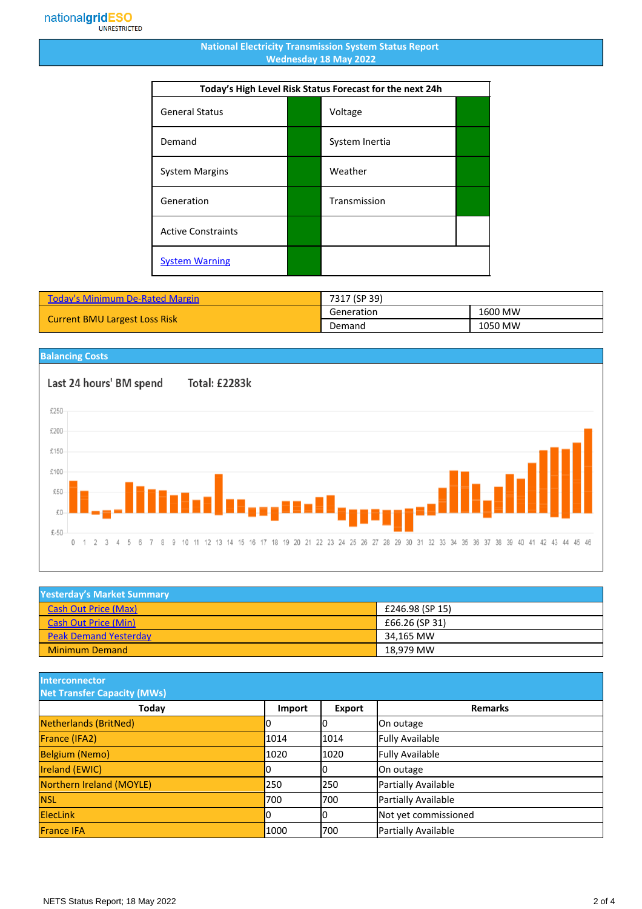nationalgridESO
UNRESTRICTED

# National Electricity Transmission System Status Report
## Wednesday 18 May 2022

| Today's High Level Risk Status Forecast for the next 24h | | | |
|---|---|---|---|
| General Status | | Voltage | |
| Demand | | System Inertia | |
| System Margins | | Weather | |
| Generation | | Transmission | |
| Active Constraints | | | |
| System Warning | | | |

| Today's Minimum De-Rated Margin | 7317 (SP 39) | |
|---|---|---|
| Current BMU Largest Loss Risk | Generation | 1600 MW |
| | Demand | 1050 MW |

## Balancing Costs

Last 24 hours' BM spend    Total: £2283k

## Yesterday's Market Summary

| | |
|---|---|
| Cash Out Price (Max) | £246.98 (SP 15) |
| Cash Out Price (Min) | £66.26 (SP 31) |
| Peak Demand Yesterday | 34,165 MW |
| Minimum Demand | 18,979 MW |

## Interconnector Net Transfer Capacity (MWs)

| Today | Import | Export | Remarks |
|---|---|---|---|
| Netherlands (BritNed) | 0 | 0 | On outage |
| France (IFA2) | 1014 | 1014 | Fully Available |
| Belgium (Nemo) | 1020 | 1020 | Fully Available |
| Ireland (EWIC) | 0 | 0 | On outage |
| Northern Ireland (MOYLE) | 250 | 250 | Partially Available |
| NSL | 700 | 700 | Partially Available |
| ElecLink | 0 | 0 | Not yet commissioned |
| France IFA | 1000 | 700 | Partially Available |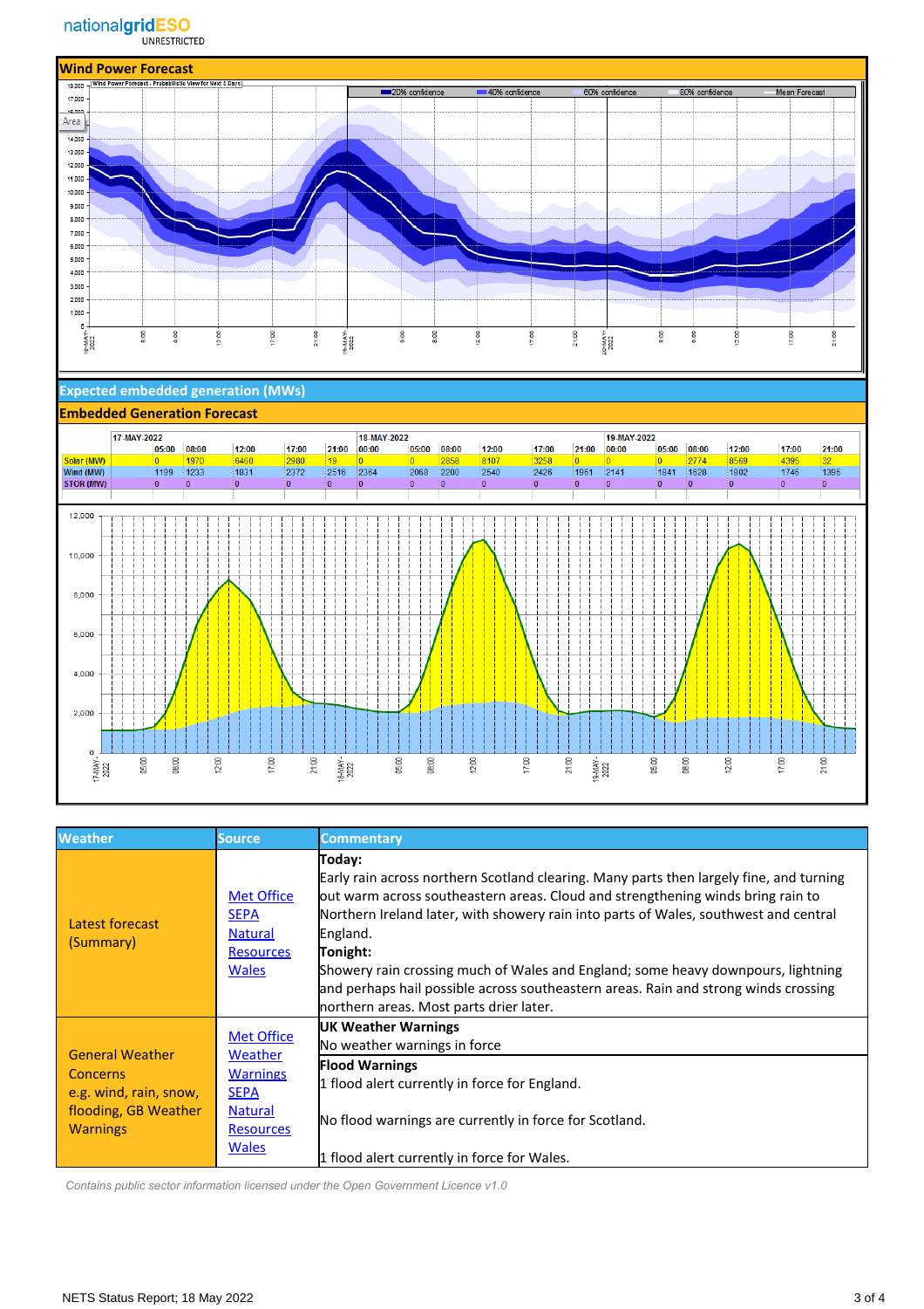nationalgridESO
UNRESTRICTED

## Wind Power Forecast

## Expected embedded generation (MWs)

## Embedded Generation Forecast

| | 17-MAY-2022 | | | | | 18-MAY-2022 | | | | | | 19-MAY-2022 | | | | | |
|---|---|---|---|---|---|---|---|---|---|---|---|---|---|---|---|---|---|
| | 05:00 | 08:00 | 12:00 | 17:00 | 21:00 | 00:00 | 05:00 | 08:00 | 12:00 | 17:00 | 21:00 | 00:00 | 05:00 | 08:00 | 12:00 | 17:00 | 21:00 |
| Solar (MW) | 0 | 1970 | 6460 | 2980 | 19 | 0 | 0 | 2858 | 8107 | 3258 | 0 | 0 | 0 | 2774 | 8569 | 4395 | 32 |
| Wind (MW) | 1199 | 1233 | 1831 | 2372 | 2516 | 2364 | 2068 | 2200 | 2540 | 2426 | 1961 | 2141 | 1841 | 1628 | 1802 | 1746 | 1396 |
| STOR (MW) | 0 | 0 | 0 | 0 | 0 | 0 | 0 | 0 | 0 | 0 | 0 | 0 | 0 | 0 | 0 | 0 | 0 |

| Weather | Source | Commentary |
|---|---|---|
| Latest forecast (Summary) | Met Office SEPA Natural Resources Wales | **Today:** Early rain across northern Scotland clearing. Many parts then largely fine, and turning out warm across southeastern areas. Cloud and strengthening winds bring rain to Northern Ireland later, with showery rain into parts of Wales, southwest and central England. **Tonight:** Showery rain crossing much of Wales and England; some heavy downpours, lightning and perhaps hail possible across southeastern areas. Rain and strong winds crossing northern areas. Most parts drier later. |
| General Weather Concerns e.g. wind, rain, snow, flooding, GB Weather Warnings | Met Office Weather Warnings SEPA Natural Resources Wales | **UK Weather Warnings** No weather warnings in force **Flood Warnings** 1 flood alert currently in force for England. No flood warnings are currently in force for Scotland. 1 flood alert currently in force for Wales. |

*Contains public sector information licensed under the Open Government Licence v1.0*

NETS Status Report; 18 May 2022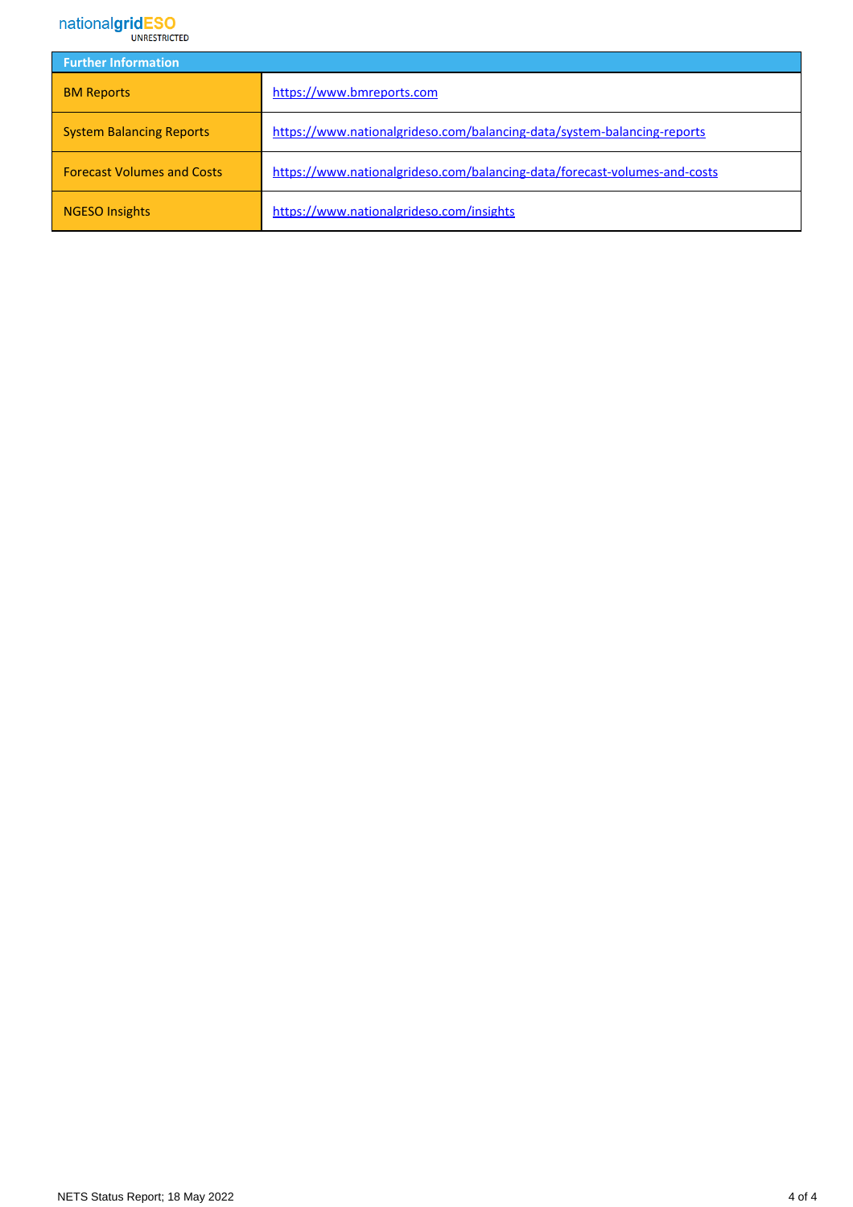| Further Information | |
|---|---|
| BM Reports | https://www.bmreports.com |
| System Balancing Reports | https://www.nationalgrideso.com/balancing-data/system-balancing-reports |
| Forecast Volumes and Costs | https://www.nationalgrideso.com/balancing-data/forecast-volumes-and-costs |
| NGESO Insights | https://www.nationalgrideso.com/insights |